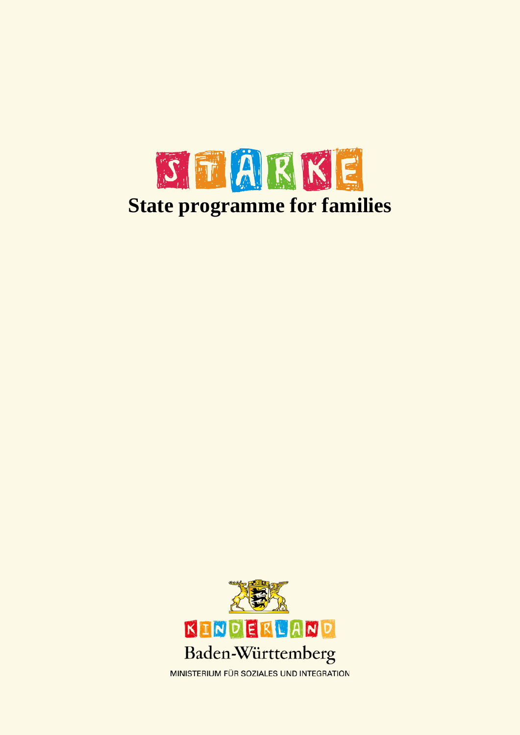# STÄRKE

# State programme for families

KINDERLAND

Baden-Württemberg

MINISTERIUM FÜR SOZIALES UND INTEGRATION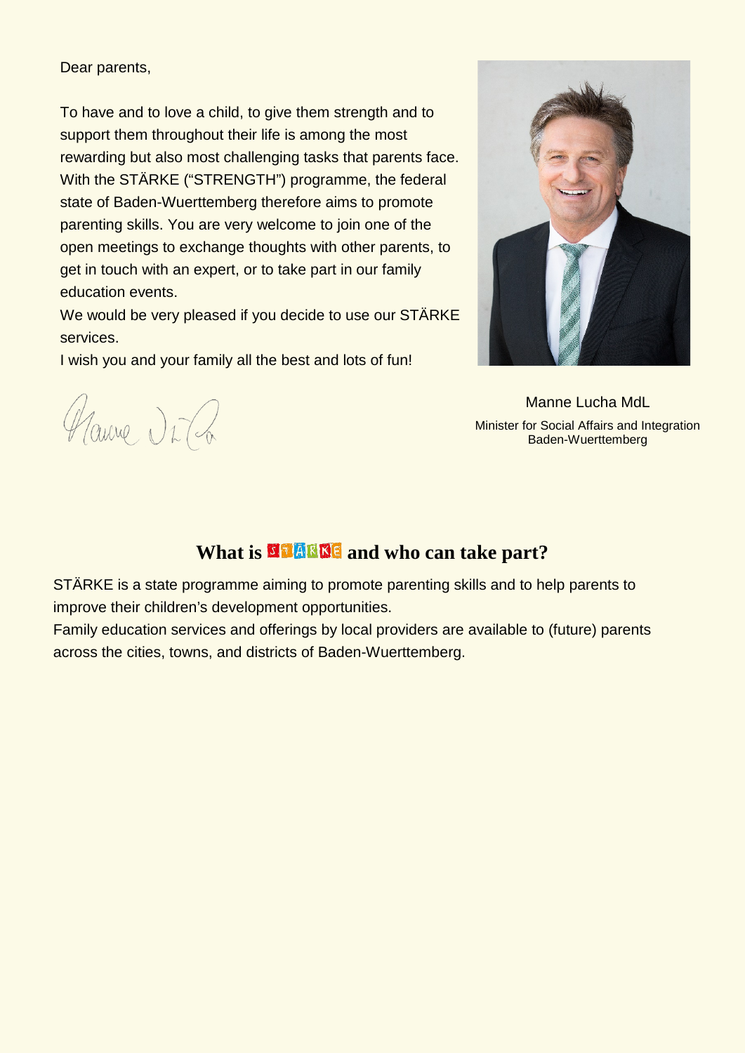Dear parents,

To have and to love a child, to give them strength and to support them throughout their life is among the most rewarding but also most challenging tasks that parents face. With the STÄRKE ("STRENGTH") programme, the federal state of Baden-Wuerttemberg therefore aims to promote parenting skills. You are very welcome to join one of the open meetings to exchange thoughts with other parents, to get in touch with an expert, or to take part in our family education events.

We would be very pleased if you decide to use our STÄRKE services.

I wish you and your family all the best and lots of fun!

Manne Lucha MdL
Minister for Social Affairs and Integration
Baden-Wuerttemberg

## What is STÄRKE and who can take part?

STÄRKE is a state programme aiming to promote parenting skills and to help parents to improve their children's development opportunities.

Family education services and offerings by local providers are available to (future) parents across the cities, towns, and districts of Baden-Wuerttemberg.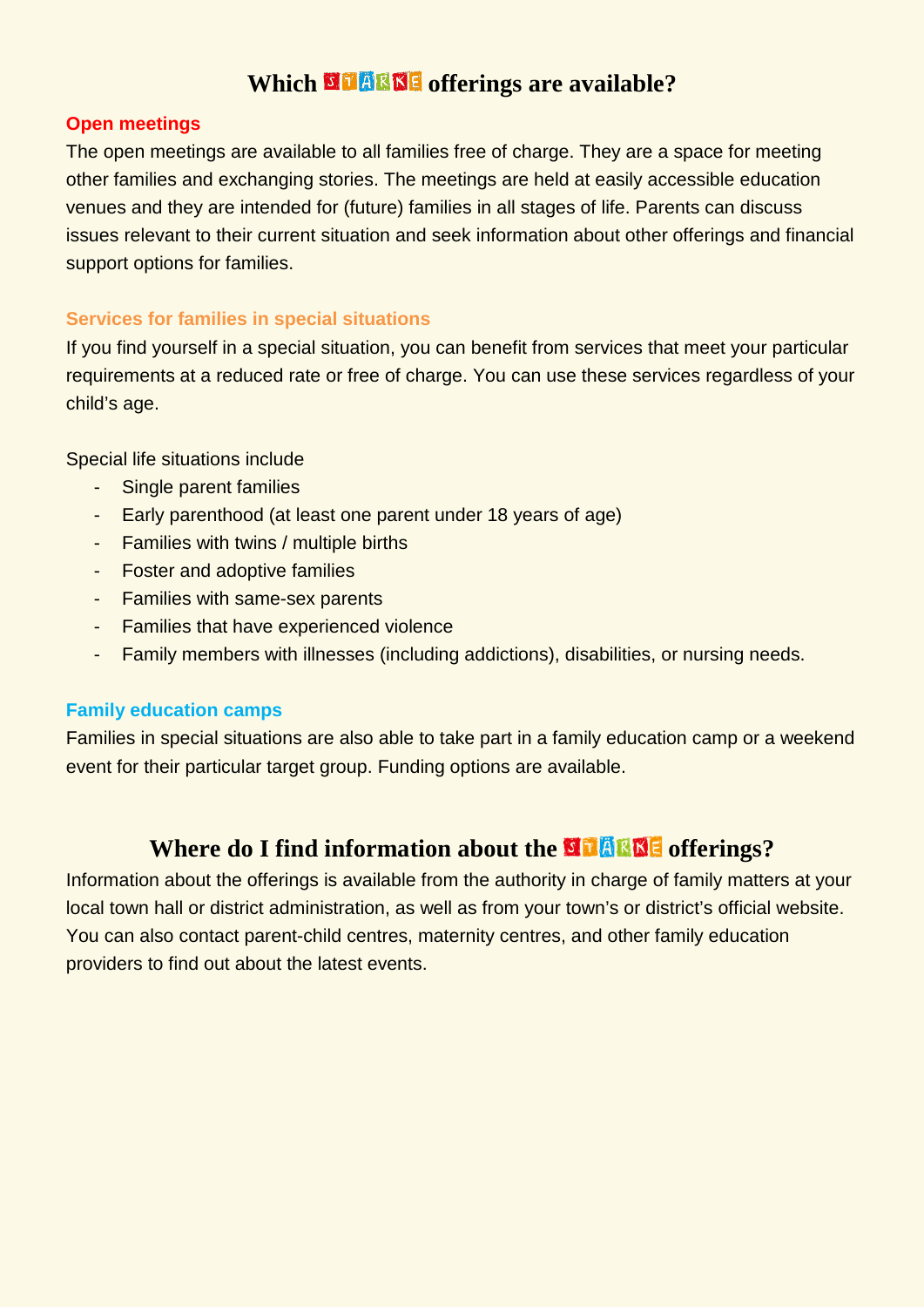## Which STÄRKE offerings are available?

### Open meetings

The open meetings are available to all families free of charge. They are a space for meeting other families and exchanging stories. The meetings are held at easily accessible education venues and they are intended for (future) families in all stages of life. Parents can discuss issues relevant to their current situation and seek information about other offerings and financial support options for families.

### Services for families in special situations

If you find yourself in a special situation, you can benefit from services that meet your particular requirements at a reduced rate or free of charge. You can use these services regardless of your child's age.

Special life situations include

- Single parent families
- Early parenthood (at least one parent under 18 years of age)
- Families with twins / multiple births
- Foster and adoptive families
- Families with same-sex parents
- Families that have experienced violence
- Family members with illnesses (including addictions), disabilities, or nursing needs.

### Family education camps

Families in special situations are also able to take part in a family education camp or a weekend event for their particular target group. Funding options are available.

## Where do I find information about the STÄRKE offerings?

Information about the offerings is available from the authority in charge of family matters at your local town hall or district administration, as well as from your town's or district's official website. You can also contact parent-child centres, maternity centres, and other family education providers to find out about the latest events.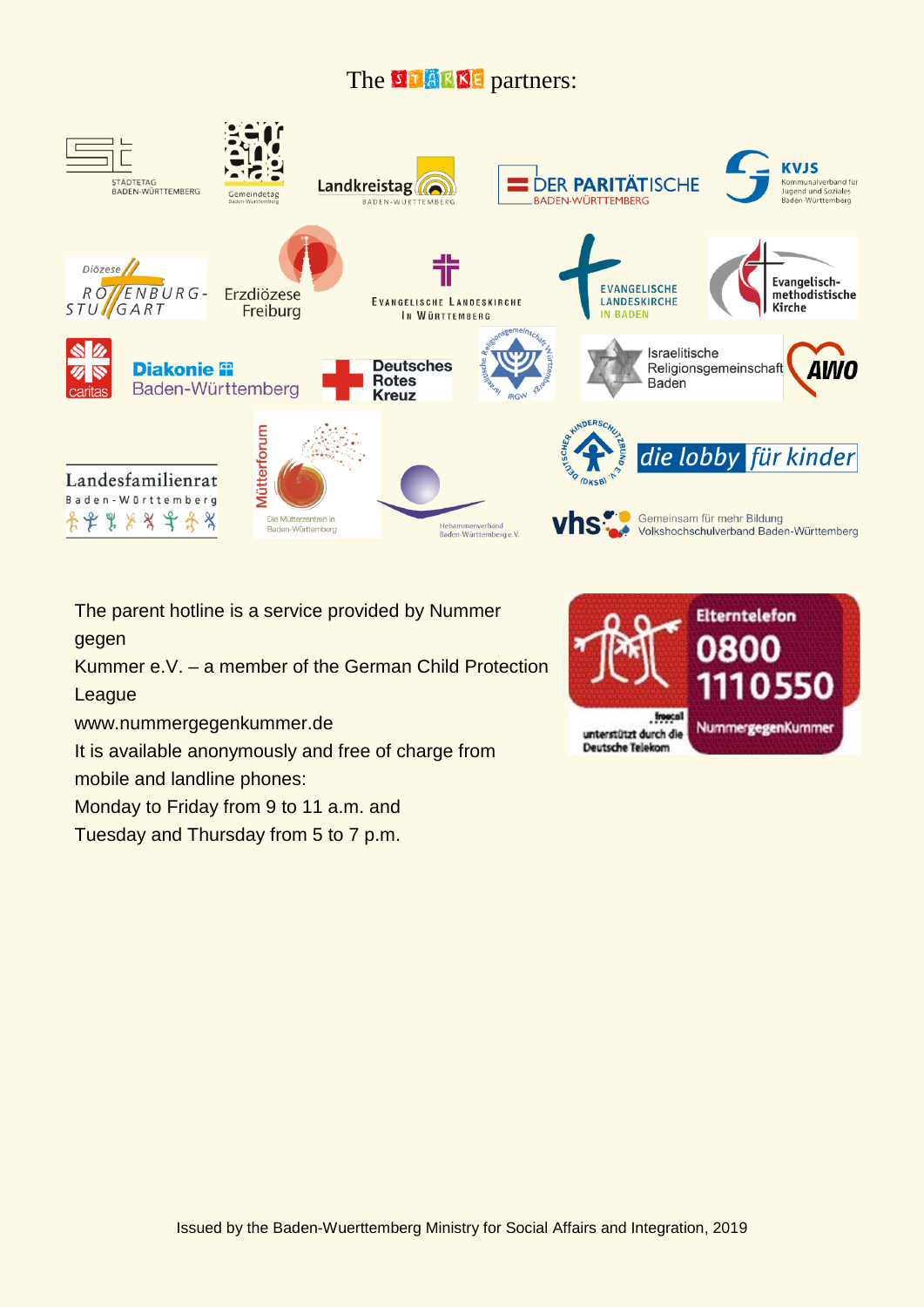# The STÄRKE partners:

Städtetag Baden-Württemberg

Gemeindetag Baden-Württemberg

Landkreistag Baden-Württemberg

Der Paritätische Baden-Württemberg

KVJS Kommunalverband für Jugend und Soziales Baden-Württemberg

Diözese Rottenburg-Stuttgart

Erzdiözese Freiburg

Evangelische Landeskirche in Württemberg

Evangelische Landeskirche in Baden

Evangelisch-methodistische Kirche

caritas

Diakonie Baden-Württemberg

Deutsches Rotes Kreuz

Israelitische Religionsgemeinschaft Württembergs IRGW

Israelitische Religionsgemeinschaft Baden

AWO

Deutscher Kinderschutzbund e.V. (DKSB)

die lobby für kinder

Landesfamilienrat Baden-Württemberg

Mütterforum – Die Mütterzentren in Baden-Württemberg

Hebammenverband Baden-Württemberg e.V.

vhs – Gemeinsam für mehr Bildung – Volkshochschulverband Baden-Württemberg

The parent hotline is a service provided by Nummer gegen Kummer e.V. – a member of the German Child Protection League

www.nummergegenkummer.de

It is available anonymously and free of charge from mobile and landline phones:

Monday to Friday from 9 to 11 a.m. and

Tuesday and Thursday from 5 to 7 p.m.

Elterntelefon 0800 1110550

NummergegenKummer

freecall – unterstützt durch die Deutsche Telekom

Issued by the Baden-Wuerttemberg Ministry for Social Affairs and Integration, 2019